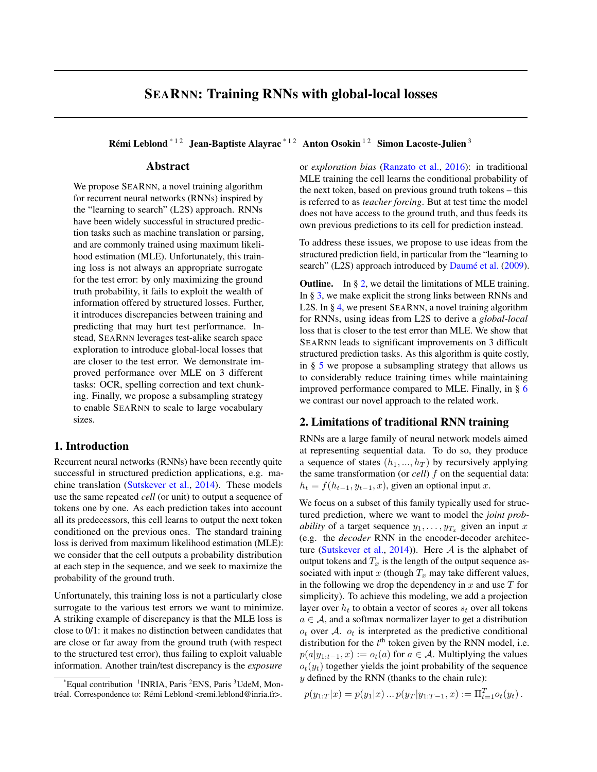# SEARNN: Training RNNs with global-local losses

**Rémi Leblond** [*1,2] **Jean-Baptiste Alayrac** [*1,2] **Anton Osokin** [1,2] **Simon Lacoste-Julien** [3]

## Abstract

We propose SEARNN, a novel training algorithm for recurrent neural networks (RNNs) inspired by the "learning to search" (L2S) approach. RNNs have been widely successful in structured prediction tasks such as machine translation or parsing, and are commonly trained using maximum likelihood estimation (MLE). Unfortunately, this training loss is not always an appropriate surrogate for the test error: by only maximizing the ground truth probability, it fails to exploit the wealth of information offered by structured losses. Further, it introduces discrepancies between training and predicting that may hurt test performance. Instead, SEARNN leverages test-alike search space exploration to introduce global-local losses that are closer to the test error. We demonstrate improved performance over MLE on 3 different tasks: OCR, spelling correction and text chunking. Finally, we propose a subsampling strategy to enable SEARNN to scale to large vocabulary sizes.

## 1. Introduction

Recurrent neural networks (RNNs) have been recently quite successful in structured prediction applications, e.g. machine translation (Sutskever et al., 2014). These models use the same repeated *cell* (or unit) to output a sequence of tokens one by one. As each prediction takes into account all its predecessors, this cell learns to output the next token conditioned on the previous ones. The standard training loss is derived from maximum likelihood estimation (MLE): we consider that the cell outputs a probability distribution at each step in the sequence, and we seek to maximize the probability of the ground truth.

Unfortunately, this training loss is not a particularly close surrogate to the various test errors we want to minimize. A striking example of discrepancy is that the MLE loss is close to 0/1: it makes no distinction between candidates that are close or far away from the ground truth (with respect to the structured test error), thus failing to exploit valuable information. Another train/test discrepancy is the *exposure* or *exploration bias* (Ranzato et al., 2016): in traditional MLE training the cell learns the conditional probability of the next token, based on previous ground truth tokens – this is referred to as *teacher forcing*. But at test time the model does not have access to the ground truth, and thus feeds its own previous predictions to its cell for prediction instead.

To address these issues, we propose to use ideas from the structured prediction field, in particular from the "learning to search" (L2S) approach introduced by Daumé et al. (2009).

**Outline.** In § 2, we detail the limitations of MLE training. In § 3, we make explicit the strong links between RNNs and L2S. In § 4, we present SEARNN, a novel training algorithm for RNNs, using ideas from L2S to derive a *global-local* loss that is closer to the test error than MLE. We show that SEARNN leads to significant improvements on 3 difficult structured prediction tasks. As this algorithm is quite costly, in § 5 we propose a subsampling strategy that allows us to considerably reduce training times while maintaining improved performance compared to MLE. Finally, in § 6 we contrast our novel approach to the related work.

## 2. Limitations of traditional RNN training

RNNs are a large family of neural network models aimed at representing sequential data. To do so, they produce a sequence of states $(h_1, ..., h_T)$ by recursively applying the same transformation (or *cell*) $f$ on the sequential data: $h_t = f(h_{t-1}, y_{t-1}, x)$, given an optional input $x$.

We focus on a subset of this family typically used for structured prediction, where we want to model the *joint probability* of a target sequence $y_1, \ldots, y_{T_x}$ given an input $x$ (e.g. the *decoder* RNN in the encoder-decoder architecture (Sutskever et al., 2014)). Here $\mathcal{A}$ is the alphabet of output tokens and $T_x$ is the length of the output sequence associated with input $x$ (though $T_x$ may take different values, in the following we drop the dependency in $x$ and use $T$ for simplicity). To achieve this modeling, we add a projection layer over $h_t$ to obtain a vector of scores $s_t$ over all tokens $a \in \mathcal{A}$, and a softmax normalizer layer to get a distribution $o_t$ over $\mathcal{A}$. $o_t$ is interpreted as the predictive conditional distribution for the $t^{\text{th}}$ token given by the RNN model, i.e. $p(a|y_{1:t-1}, x) := o_t(a)$ for $a \in \mathcal{A}$. Multiplying the values $o_t(y_t)$ together yields the joint probability of the sequence $y$ defined by the RNN (thanks to the chain rule):

$$p(y_{1:T}|x) = p(y_1|x) \ldots p(y_T|y_{1:T-1}, x) := \Pi_{t=1}^{T} o_t(y_t)\,.$$

[*] Equal contribution [1] INRIA, Paris [2] ENS, Paris [3] UdeM, Montréal. Correspondence to: Rémi Leblond <remi.leblond@inria.fr>.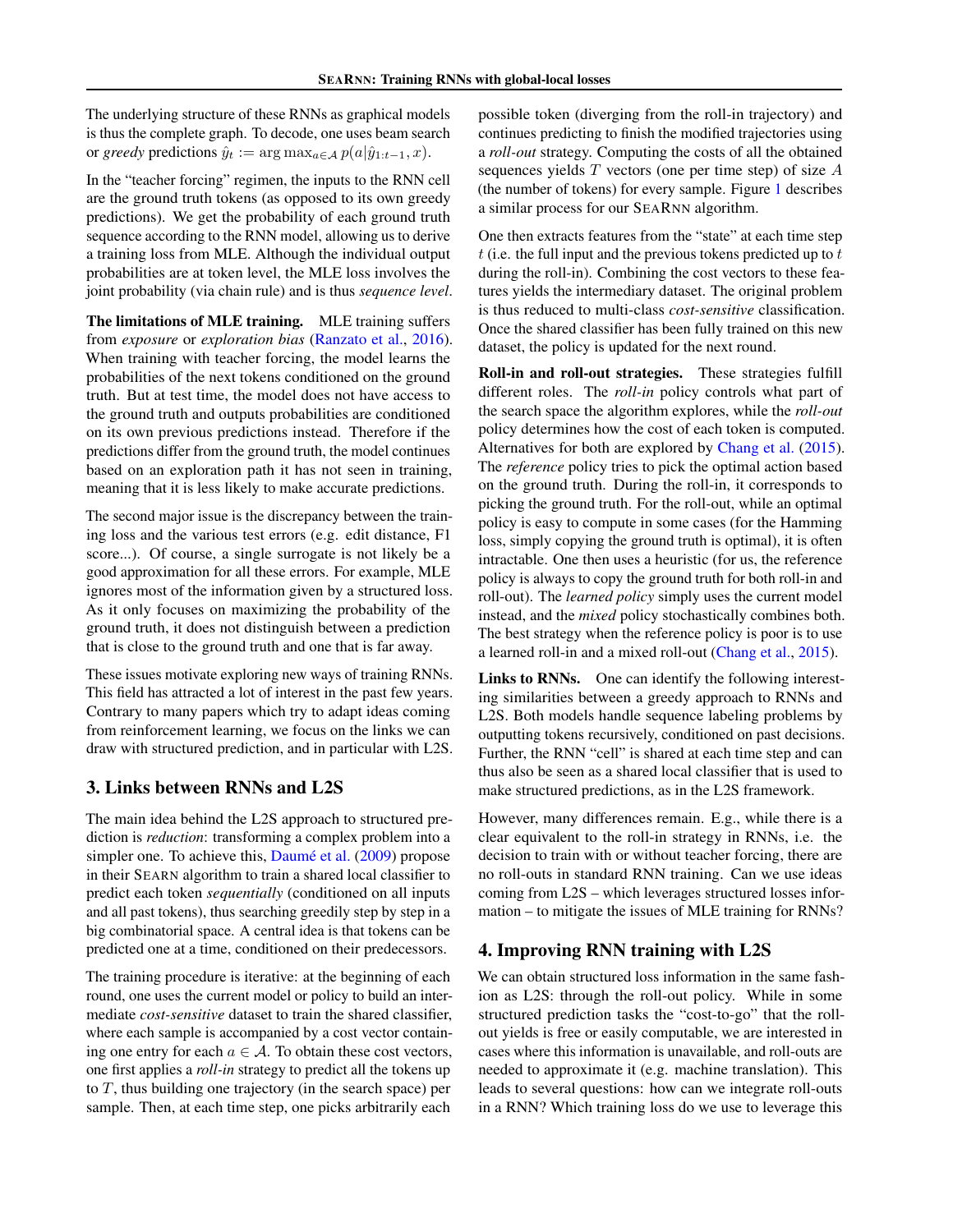The underlying structure of these RNNs as graphical models is thus the complete graph. To decode, one uses beam search or *greedy* predictions $\hat{y}_t := \arg\max_{a \in \mathcal{A}} p(a|\hat{y}_{1:t-1}, x)$.

In the "teacher forcing" regimen, the inputs to the RNN cell are the ground truth tokens (as opposed to its own greedy predictions). We get the probability of each ground truth sequence according to the RNN model, allowing us to derive a training loss from MLE. Although the individual output probabilities are at token level, the MLE loss involves the joint probability (via chain rule) and is thus *sequence level*.

**The limitations of MLE training.** MLE training suffers from *exposure* or *exploration bias* (Ranzato et al., 2016). When training with teacher forcing, the model learns the probabilities of the next tokens conditioned on the ground truth. But at test time, the model does not have access to the ground truth and outputs probabilities are conditioned on its own previous predictions instead. Therefore if the predictions differ from the ground truth, the model continues based on an exploration path it has not seen in training, meaning that it is less likely to make accurate predictions.

The second major issue is the discrepancy between the training loss and the various test errors (e.g. edit distance, F1 score...). Of course, a single surrogate is not likely be a good approximation for all these errors. For example, MLE ignores most of the information given by a structured loss. As it only focuses on maximizing the probability of the ground truth, it does not distinguish between a prediction that is close to the ground truth and one that is far away.

These issues motivate exploring new ways of training RNNs. This field has attracted a lot of interest in the past few years. Contrary to many papers which try to adapt ideas coming from reinforcement learning, we focus on the links we can draw with structured prediction, and in particular with L2S.

## 3. Links between RNNs and L2S

The main idea behind the L2S approach to structured prediction is *reduction*: transforming a complex problem into a simpler one. To achieve this, Daumé et al. (2009) propose in their SEARN algorithm to train a shared local classifier to predict each token *sequentially* (conditioned on all inputs and all past tokens), thus searching greedily step by step in a big combinatorial space. A central idea is that tokens can be predicted one at a time, conditioned on their predecessors.

The training procedure is iterative: at the beginning of each round, one uses the current model or policy to build an intermediate *cost-sensitive* dataset to train the shared classifier, where each sample is accompanied by a cost vector containing one entry for each $a \in \mathcal{A}$. To obtain these cost vectors, one first applies a *roll-in* strategy to predict all the tokens up to $T$, thus building one trajectory (in the search space) per sample. Then, at each time step, one picks arbitrarily each possible token (diverging from the roll-in trajectory) and continues predicting to finish the modified trajectories using a *roll-out* strategy. Computing the costs of all the obtained sequences yields $T$ vectors (one per time step) of size $A$ (the number of tokens) for every sample. Figure 1 describes a similar process for our SEARNN algorithm.

One then extracts features from the "state" at each time step $t$ (i.e. the full input and the previous tokens predicted up to $t$ during the roll-in). Combining the cost vectors to these features yields the intermediary dataset. The original problem is thus reduced to multi-class *cost-sensitive* classification. Once the shared classifier has been fully trained on this new dataset, the policy is updated for the next round.

**Roll-in and roll-out strategies.** These strategies fulfill different roles. The *roll-in* policy controls what part of the search space the algorithm explores, while the *roll-out* policy determines how the cost of each token is computed. Alternatives for both are explored by Chang et al. (2015). The *reference* policy tries to pick the optimal action based on the ground truth. During the roll-in, it corresponds to picking the ground truth. For the roll-out, while an optimal policy is easy to compute in some cases (for the Hamming loss, simply copying the ground truth is optimal), it is often intractable. One then uses a heuristic (for us, the reference policy is always to copy the ground truth for both roll-in and roll-out). The *learned policy* simply uses the current model instead, and the *mixed* policy stochastically combines both. The best strategy when the reference policy is poor is to use a learned roll-in and a mixed roll-out (Chang et al., 2015).

**Links to RNNs.** One can identify the following interesting similarities between a greedy approach to RNNs and L2S. Both models handle sequence labeling problems by outputting tokens recursively, conditioned on past decisions. Further, the RNN "cell" is shared at each time step and can thus also be seen as a shared local classifier that is used to make structured predictions, as in the L2S framework.

However, many differences remain. E.g., while there is a clear equivalent to the roll-in strategy in RNNs, i.e. the decision to train with or without teacher forcing, there are no roll-outs in standard RNN training. Can we use ideas coming from L2S – which leverages structured losses information – to mitigate the issues of MLE training for RNNs?

## 4. Improving RNN training with L2S

We can obtain structured loss information in the same fashion as L2S: through the roll-out policy. While in some structured prediction tasks the "cost-to-go" that the roll-out yields is free or easily computable, we are interested in cases where this information is unavailable, and roll-outs are needed to approximate it (e.g. machine translation). This leads to several questions: how can we integrate roll-outs in a RNN? Which training loss do we use to leverage this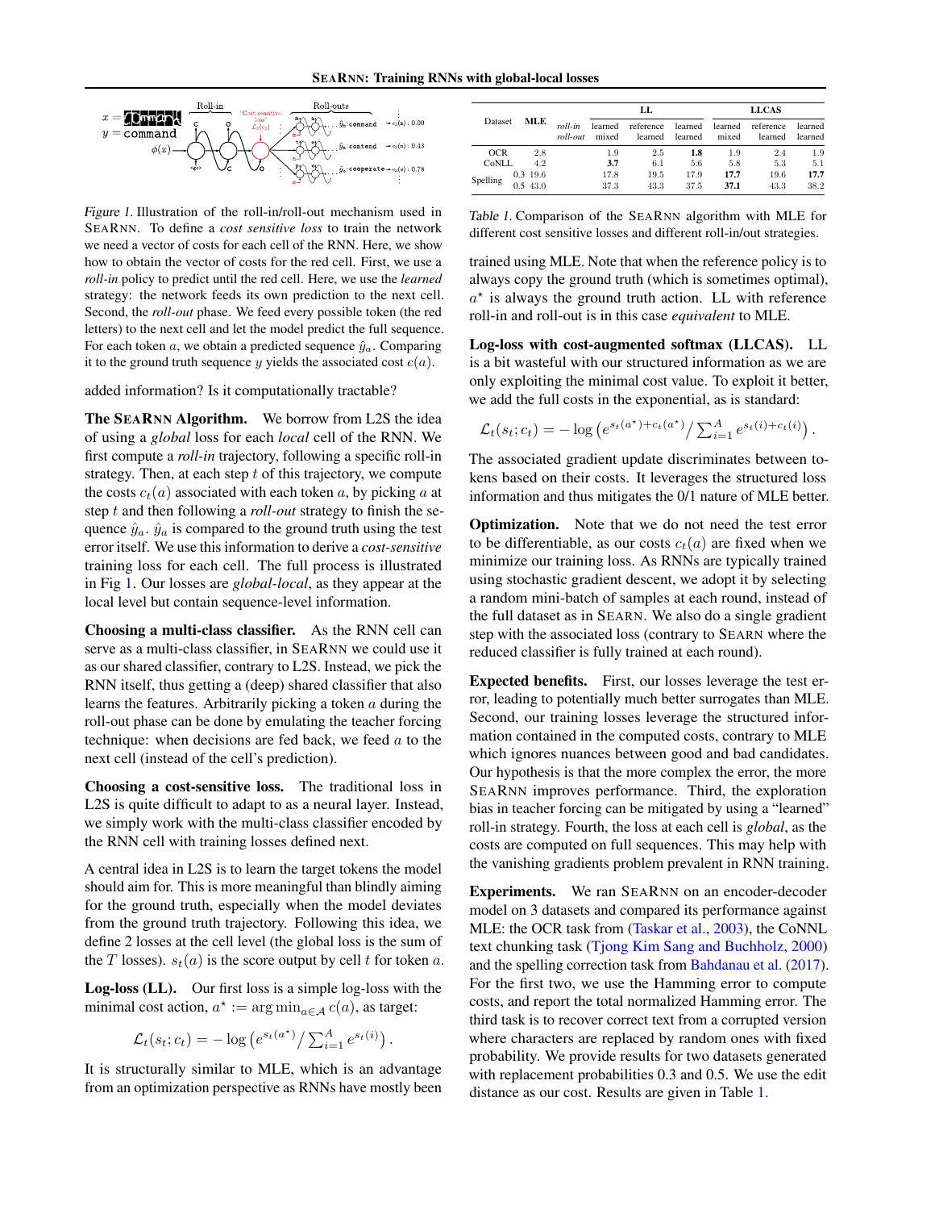Figure 1. Illustration of the roll-in/roll-out mechanism used in SEARNN. To define a *cost sensitive loss* to train the network we need a vector of costs for each cell of the RNN. Here, we show how to obtain the vector of costs for the red cell. First, we use a *roll-in* policy to predict until the red cell. Here, we use the *learned* strategy: the network feeds its own prediction to the next cell. Second, the *roll-out* phase. We feed every possible token (the red letters) to the next cell and let the model predict the full sequence. For each token $a$, we obtain a predicted sequence $\hat{y}_a$. Comparing it to the ground truth sequence $y$ yields the associated cost $c(a)$.

added information? Is it computationally tractable?

**The SEARNN Algorithm.** We borrow from L2S the idea of using a *global* loss for each *local* cell of the RNN. We first compute a *roll-in* trajectory, following a specific roll-in strategy. Then, at each step $t$ of this trajectory, we compute the costs $c_t(a)$ associated with each token $a$, by picking $a$ at step $t$ and then following a *roll-out* strategy to finish the sequence $\hat{y}_a$. $\hat{y}_a$ is compared to the ground truth using the test error itself. We use this information to derive a *cost-sensitive* training loss for each cell. The full process is illustrated in Fig 1. Our losses are *global-local*, as they appear at the local level but contain sequence-level information.

**Choosing a multi-class classifier.** As the RNN cell can serve as a multi-class classifier, in SEARNN we could use it as our shared classifier, contrary to L2S. Instead, we pick the RNN itself, thus getting a (deep) shared classifier that also learns the features. Arbitrarily picking a token $a$ during the roll-out phase can be done by emulating the teacher forcing technique: when decisions are fed back, we feed $a$ to the next cell (instead of the cell's prediction).

**Choosing a cost-sensitive loss.** The traditional loss in L2S is quite difficult to adapt to as a neural layer. Instead, we simply work with the multi-class classifier encoded by the RNN cell with training losses defined next.

A central idea in L2S is to learn the target tokens the model should aim for. This is more meaningful than blindly aiming for the ground truth, especially when the model deviates from the ground truth trajectory. Following this idea, we define 2 losses at the cell level (the global loss is the sum of the $T$ losses). $s_t(a)$ is the score output by cell $t$ for token $a$.

**Log-loss (LL).** Our first loss is a simple log-loss with the minimal cost action, $a^\star := \arg\min_{a \in \mathcal{A}} c(a)$, as target:

$$\mathcal{L}_t(s_t; c_t) = -\log\left(e^{s_t(a^\star)} \big/ \textstyle\sum_{i=1}^{A} e^{s_t(i)}\right).$$

It is structurally similar to MLE, which is an advantage from an optimization perspective as RNNs have mostly been

| Dataset | | MLE | roll-in / roll-out | LL learned / mixed | LL reference / learned | LL learned / learned | LLCAS learned / mixed | LLCAS reference / learned | LLCAS learned / learned |
|---|---|---|---|---|---|---|---|---|---|
| OCR | | 2.8 | | 1.9 | 2.5 | **1.8** | 1.9 | 2.4 | 1.9 |
| CoNLL | | 4.2 | | **3.7** | 6.1 | 5.6 | 5.8 | 5.3 | 5.1 |
| Spelling | 0.3 | 19.6 | | 17.8 | 19.5 | 17.9 | **17.7** | 19.6 | **17.7** |
| | 0.5 | 43.0 | | 37.3 | 43.3 | 37.5 | **37.1** | 43.3 | 38.2 |

Table 1. Comparison of the SEARNN algorithm with MLE for different cost sensitive losses and different roll-in/out strategies.

trained using MLE. Note that when the reference policy is to always copy the ground truth (which is sometimes optimal), $a^\star$ is always the ground truth action. LL with reference roll-in and roll-out is in this case *equivalent* to MLE.

**Log-loss with cost-augmented softmax (LLCAS).** LL is a bit wasteful with our structured information as we are only exploiting the minimal cost value. To exploit it better, we add the full costs in the exponential, as is standard:

$$\mathcal{L}_t(s_t; c_t) = -\log\left(e^{s_t(a^\star)+c_t(a^\star)} \big/ \textstyle\sum_{i=1}^{A} e^{s_t(i)+c_t(i)}\right).$$

The associated gradient update discriminates between tokens based on their costs. It leverages the structured loss information and thus mitigates the 0/1 nature of MLE better.

**Optimization.** Note that we do not need the test error to be differentiable, as our costs $c_t(a)$ are fixed when we minimize our training loss. As RNNs are typically trained using stochastic gradient descent, we adopt it by selecting a random mini-batch of samples at each round, instead of the full dataset as in SEARN. We also do a single gradient step with the associated loss (contrary to SEARN where the reduced classifier is fully trained at each round).

**Expected benefits.** First, our losses leverage the test error, leading to potentially much better surrogates than MLE. Second, our training losses leverage the structured information contained in the computed costs, contrary to MLE which ignores nuances between good and bad candidates. Our hypothesis is that the more complex the error, the more SEARNN improves performance. Third, the exploration bias in teacher forcing can be mitigated by using a "learned" roll-in strategy. Fourth, the loss at each cell is *global*, as the costs are computed on full sequences. This may help with the vanishing gradients problem prevalent in RNN training.

**Experiments.** We ran SEARNN on an encoder-decoder model on 3 datasets and compared its performance against MLE: the OCR task from (Taskar et al., 2003), the CoNNL text chunking task (Tjong Kim Sang and Buchholz, 2000) and the spelling correction task from Bahdanau et al. (2017). For the first two, we use the Hamming error to compute costs, and report the total normalized Hamming error. The third task is to recover correct text from a corrupted version where characters are replaced by random ones with fixed probability. We provide results for two datasets generated with replacement probabilities 0.3 and 0.5. We use the edit distance as our cost. Results are given in Table 1.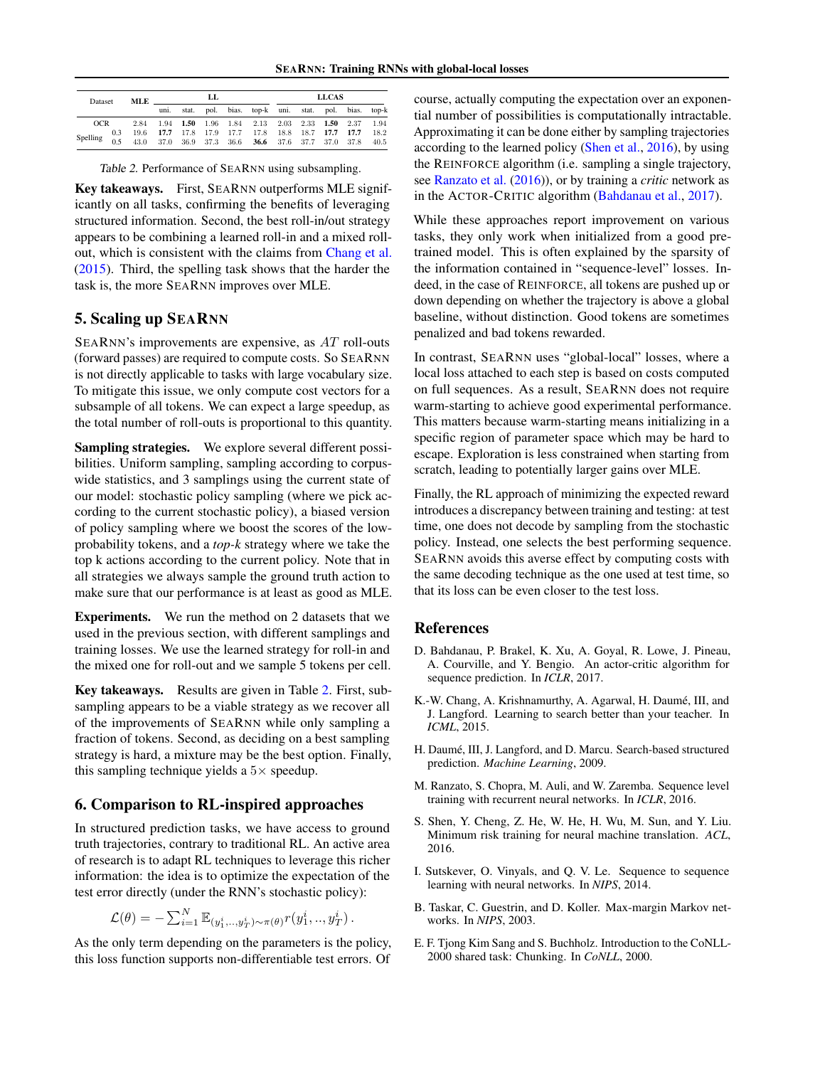| Dataset | | MLE | LL | | | | | LLCAS | | | | |
|---|---|---|---|---|---|---|---|---|---|---|---|---|
| | | | uni. | stat. | pol. | bias. | top-k | uni. | stat. | pol. | bias. | top-k |
| OCR | | 2.84 | 1.94 | **1.50** | 1.96 | 1.84 | 2.13 | 2.03 | 2.33 | **1.50** | 2.37 | 1.94 |
| Spelling | 0.3 | 19.6 | **17.7** | 17.8 | 17.9 | 17.7 | 17.8 | 18.8 | 18.7 | **17.7** | **17.7** | 18.2 |
| | 0.5 | 43.0 | 37.0 | 36.9 | 37.3 | 36.6 | **36.6** | 37.6 | 37.7 | 37.0 | 37.8 | 40.5 |

*Table 2.* Performance of SEARNN using subsampling.

**Key takeaways.** First, SEARNN outperforms MLE significantly on all tasks, confirming the benefits of leveraging structured information. Second, the best roll-in/out strategy appears to be combining a learned roll-in and a mixed roll-out, which is consistent with the claims from Chang et al. (2015). Third, the spelling task shows that the harder the task is, the more SEARNN improves over MLE.

## 5. Scaling up SEARNN

SEARNN's improvements are expensive, as $AT$ roll-outs (forward passes) are required to compute costs. So SEARNN is not directly applicable to tasks with large vocabulary size. To mitigate this issue, we only compute cost vectors for a subsample of all tokens. We can expect a large speedup, as the total number of roll-outs is proportional to this quantity.

**Sampling strategies.** We explore several different possibilities. Uniform sampling, sampling according to corpus-wide statistics, and 3 samplings using the current state of our model: stochastic policy sampling (where we pick according to the current stochastic policy), a biased version of policy sampling where we boost the scores of the low-probability tokens, and a *top-k* strategy where we take the top k actions according to the current policy. Note that in all strategies we always sample the ground truth action to make sure that our performance is at least as good as MLE.

**Experiments.** We run the method on 2 datasets that we used in the previous section, with different samplings and training losses. We use the learned strategy for roll-in and the mixed one for roll-out and we sample 5 tokens per cell.

**Key takeaways.** Results are given in Table 2. First, subsampling appears to be a viable strategy as we recover all of the improvements of SEARNN while only sampling a fraction of tokens. Second, as deciding on a best sampling strategy is hard, a mixture may be the best option. Finally, this sampling technique yields a $5\times$ speedup.

## 6. Comparison to RL-inspired approaches

In structured prediction tasks, we have access to ground truth trajectories, contrary to traditional RL. An active area of research is to adapt RL techniques to leverage this richer information: the idea is to optimize the expectation of the test error directly (under the RNN's stochastic policy):

$$\mathcal{L}(\theta) = -\sum_{i=1}^{N} \mathbb{E}_{(y_1^i,..,y_T^i)\sim\pi(\theta)} r(y_1^i,..,y_T^i)\,.$$

As the only term depending on the parameters is the policy, this loss function supports non-differentiable test errors. Of course, actually computing the expectation over an exponential number of possibilities is computationally intractable. Approximating it can be done either by sampling trajectories according to the learned policy (Shen et al., 2016), by using the REINFORCE algorithm (i.e. sampling a single trajectory, see Ranzato et al. (2016)), or by training a *critic* network as in the ACTOR-CRITIC algorithm (Bahdanau et al., 2017).

While these approaches report improvement on various tasks, they only work when initialized from a good pre-trained model. This is often explained by the sparsity of the information contained in "sequence-level" losses. Indeed, in the case of REINFORCE, all tokens are pushed up or down depending on whether the trajectory is above a global baseline, without distinction. Good tokens are sometimes penalized and bad tokens rewarded.

In contrast, SEARNN uses "global-local" losses, where a local loss attached to each step is based on costs computed on full sequences. As a result, SEARNN does not require warm-starting to achieve good experimental performance. This matters because warm-starting means initializing in a specific region of parameter space which may be hard to escape. Exploration is less constrained when starting from scratch, leading to potentially larger gains over MLE.

Finally, the RL approach of minimizing the expected reward introduces a discrepancy between training and testing: at test time, one does not decode by sampling from the stochastic policy. Instead, one selects the best performing sequence. SEARNN avoids this averse effect by computing costs with the same decoding technique as the one used at test time, so that its loss can be even closer to the test loss.

## References

D. Bahdanau, P. Brakel, K. Xu, A. Goyal, R. Lowe, J. Pineau, A. Courville, and Y. Bengio. An actor-critic algorithm for sequence prediction. In *ICLR*, 2017.

K.-W. Chang, A. Krishnamurthy, A. Agarwal, H. Daumé, III, and J. Langford. Learning to search better than your teacher. In *ICML*, 2015.

H. Daumé, III, J. Langford, and D. Marcu. Search-based structured prediction. *Machine Learning*, 2009.

M. Ranzato, S. Chopra, M. Auli, and W. Zaremba. Sequence level training with recurrent neural networks. In *ICLR*, 2016.

S. Shen, Y. Cheng, Z. He, W. He, H. Wu, M. Sun, and Y. Liu. Minimum risk training for neural machine translation. *ACL*, 2016.

I. Sutskever, O. Vinyals, and Q. V. Le. Sequence to sequence learning with neural networks. In *NIPS*, 2014.

B. Taskar, C. Guestrin, and D. Koller. Max-margin Markov networks. In *NIPS*, 2003.

E. F. Tjong Kim Sang and S. Buchholz. Introduction to the CoNLL-2000 shared task: Chunking. In *CoNLL*, 2000.